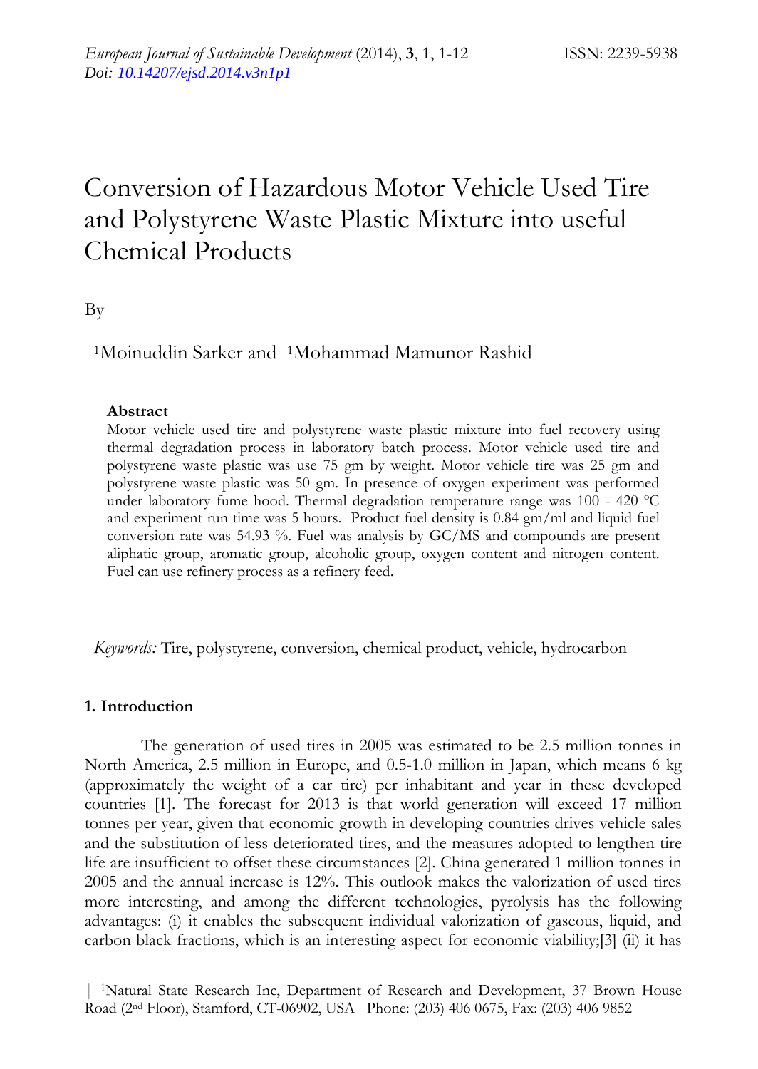# Conversion of Hazardous Motor Vehicle Used Tire and Polystyrene Waste Plastic Mixture into useful Chemical Products

By

[1]Moinuddin Sarker and [1]Mohammad Mamunor Rashid

### Abstract

Motor vehicle used tire and polystyrene waste plastic mixture into fuel recovery using thermal degradation process in laboratory batch process. Motor vehicle used tire and polystyrene waste plastic was use 75 gm by weight. Motor vehicle tire was 25 gm and polystyrene waste plastic was 50 gm. In presence of oxygen experiment was performed under laboratory fume hood. Thermal degradation temperature range was 100 - 420 ºC and experiment run time was 5 hours. Product fuel density is 0.84 gm/ml and liquid fuel conversion rate was 54.93 %. Fuel was analysis by GC/MS and compounds are present aliphatic group, aromatic group, alcoholic group, oxygen content and nitrogen content. Fuel can use refinery process as a refinery feed.

*Keywords:* Tire, polystyrene, conversion, chemical product, vehicle, hydrocarbon

## 1. Introduction

The generation of used tires in 2005 was estimated to be 2.5 million tonnes in North America, 2.5 million in Europe, and 0.5-1.0 million in Japan, which means 6 kg (approximately the weight of a car tire) per inhabitant and year in these developed countries [1]. The forecast for 2013 is that world generation will exceed 17 million tonnes per year, given that economic growth in developing countries drives vehicle sales and the substitution of less deteriorated tires, and the measures adopted to lengthen tire life are insufficient to offset these circumstances [2]. China generated 1 million tonnes in 2005 and the annual increase is 12%. This outlook makes the valorization of used tires more interesting, and among the different technologies, pyrolysis has the following advantages: (i) it enables the subsequent individual valorization of gaseous, liquid, and carbon black fractions, which is an interesting aspect for economic viability;[3] (ii) it has

[1]Natural State Research Inc, Department of Research and Development, 37 Brown House Road (2nd Floor), Stamford, CT-06902, USA Phone: (203) 406 0675, Fax: (203) 406 9852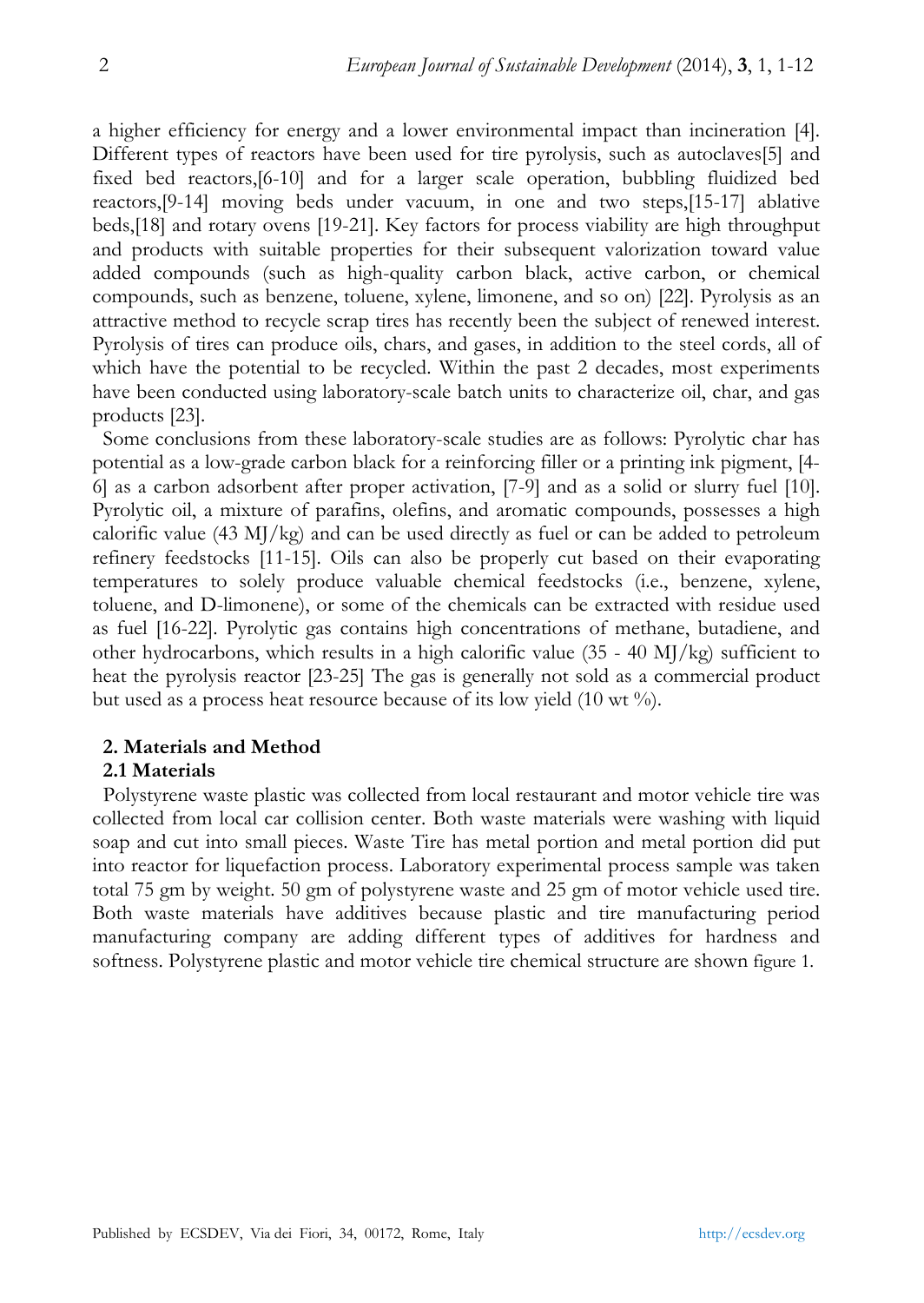a higher efficiency for energy and a lower environmental impact than incineration [4]. Different types of reactors have been used for tire pyrolysis, such as autoclaves[5] and fixed bed reactors,[6-10] and for a larger scale operation, bubbling fluidized bed reactors,[9-14] moving beds under vacuum, in one and two steps,[15-17] ablative beds,[18] and rotary ovens [19-21]. Key factors for process viability are high throughput and products with suitable properties for their subsequent valorization toward value added compounds (such as high-quality carbon black, active carbon, or chemical compounds, such as benzene, toluene, xylene, limonene, and so on) [22]. Pyrolysis as an attractive method to recycle scrap tires has recently been the subject of renewed interest. Pyrolysis of tires can produce oils, chars, and gases, in addition to the steel cords, all of which have the potential to be recycled. Within the past 2 decades, most experiments have been conducted using laboratory-scale batch units to characterize oil, char, and gas products [23].

Some conclusions from these laboratory-scale studies are as follows: Pyrolytic char has potential as a low-grade carbon black for a reinforcing filler or a printing ink pigment, [4-6] as a carbon adsorbent after proper activation, [7-9] and as a solid or slurry fuel [10]. Pyrolytic oil, a mixture of parafins, olefins, and aromatic compounds, possesses a high calorific value (43 MJ/kg) and can be used directly as fuel or can be added to petroleum refinery feedstocks [11-15]. Oils can also be properly cut based on their evaporating temperatures to solely produce valuable chemical feedstocks (i.e., benzene, xylene, toluene, and D-limonene), or some of the chemicals can be extracted with residue used as fuel [16-22]. Pyrolytic gas contains high concentrations of methane, butadiene, and other hydrocarbons, which results in a high calorific value (35 - 40 MJ/kg) sufficient to heat the pyrolysis reactor [23-25] The gas is generally not sold as a commercial product but used as a process heat resource because of its low yield (10 wt %).

## 2. Materials and Method

### 2.1 Materials

Polystyrene waste plastic was collected from local restaurant and motor vehicle tire was collected from local car collision center. Both waste materials were washing with liquid soap and cut into small pieces. Waste Tire has metal portion and metal portion did put into reactor for liquefaction process. Laboratory experimental process sample was taken total 75 gm by weight. 50 gm of polystyrene waste and 25 gm of motor vehicle used tire. Both waste materials have additives because plastic and tire manufacturing period manufacturing company are adding different types of additives for hardness and softness. Polystyrene plastic and motor vehicle tire chemical structure are shown figure 1.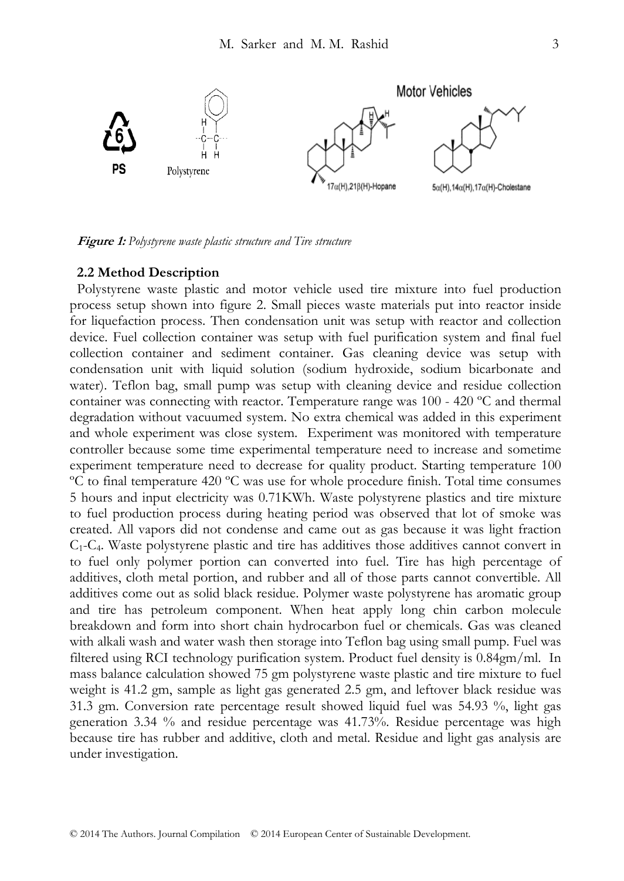**Figure 1:** *Polystyrene waste plastic structure and Tire structure*

### 2.2 Method Description

Polystyrene waste plastic and motor vehicle used tire mixture into fuel production process setup shown into figure 2. Small pieces waste materials put into reactor inside for liquefaction process. Then condensation unit was setup with reactor and collection device. Fuel collection container was setup with fuel purification system and final fuel collection container and sediment container. Gas cleaning device was setup with condensation unit with liquid solution (sodium hydroxide, sodium bicarbonate and water). Teflon bag, small pump was setup with cleaning device and residue collection container was connecting with reactor. Temperature range was 100 - 420 ºC and thermal degradation without vacuumed system. No extra chemical was added in this experiment and whole experiment was close system. Experiment was monitored with temperature controller because some time experimental temperature need to increase and sometime experiment temperature need to decrease for quality product. Starting temperature 100 ºC to final temperature 420 ºC was use for whole procedure finish. Total time consumes 5 hours and input electricity was 0.71KWh. Waste polystyrene plastics and tire mixture to fuel production process during heating period was observed that lot of smoke was created. All vapors did not condense and came out as gas because it was light fraction $C_1$-$C_4$. Waste polystyrene plastic and tire has additives those additives cannot convert in to fuel only polymer portion can converted into fuel. Tire has high percentage of additives, cloth metal portion, and rubber and all of those parts cannot convertible. All additives come out as solid black residue. Polymer waste polystyrene has aromatic group and tire has petroleum component. When heat apply long chin carbon molecule breakdown and form into short chain hydrocarbon fuel or chemicals. Gas was cleaned with alkali wash and water wash then storage into Teflon bag using small pump. Fuel was filtered using RCI technology purification system. Product fuel density is 0.84gm/ml. In mass balance calculation showed 75 gm polystyrene waste plastic and tire mixture to fuel weight is 41.2 gm, sample as light gas generated 2.5 gm, and leftover black residue was 31.3 gm. Conversion rate percentage result showed liquid fuel was 54.93 %, light gas generation 3.34 % and residue percentage was 41.73%. Residue percentage was high because tire has rubber and additive, cloth and metal. Residue and light gas analysis are under investigation.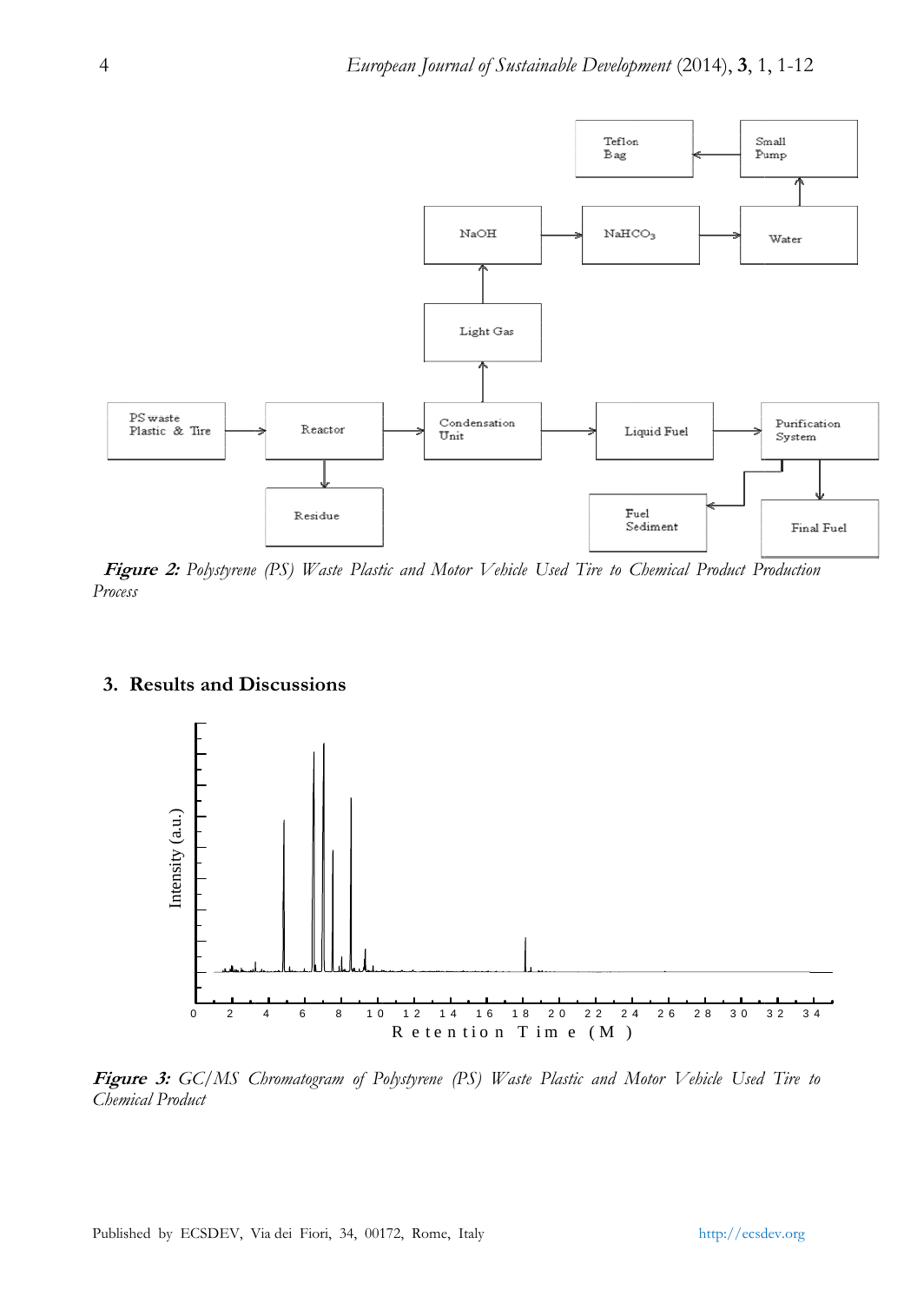**Figure 2:** *Polystyrene (PS) Waste Plastic and Motor Vehicle Used Tire to Chemical Product Production Process*

## 3. Results and Discussions

**Figure 3:** *GC/MS Chromatogram of Polystyrene (PS) Waste Plastic and Motor Vehicle Used Tire to Chemical Product*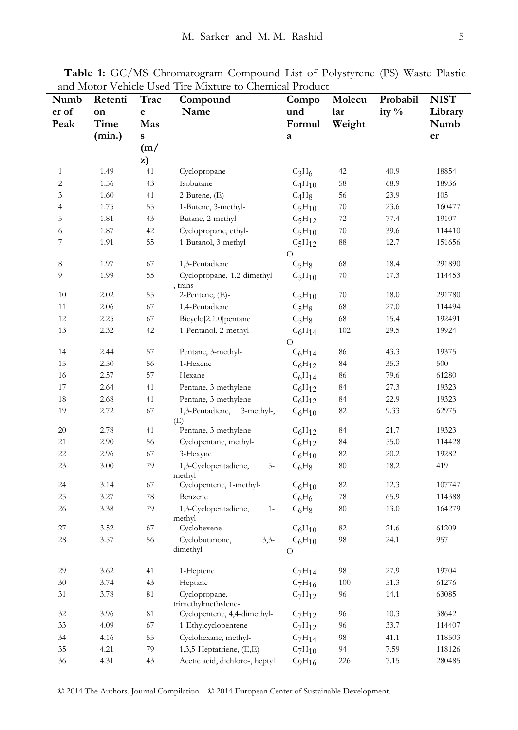**Table 1:** GC/MS Chromatogram Compound List of Polystyrene (PS) Waste Plastic and Motor Vehicle Used Tire Mixture to Chemical Product

| Number of Peak | Retention Time (min.) | Trace Mass (m/z) | Compound Name | Compound Formula | Molecular Weight | Probability % | NIST Library Number |
|---|---|---|---|---|---|---|---|
| 1 | 1.49 | 41 | Cyclopropane | $C_3H_6$ | 42 | 40.9 | 18854 |
| 2 | 1.56 | 43 | Isobutane | $C_4H_{10}$ | 58 | 68.9 | 18936 |
| 3 | 1.60 | 41 | 2-Butene, (E)- | $C_4H_8$ | 56 | 23.9 | 105 |
| 4 | 1.75 | 55 | 1-Butene, 3-methyl- | $C_5H_{10}$ | 70 | 23.6 | 160477 |
| 5 | 1.81 | 43 | Butane, 2-methyl- | $C_5H_{12}$ | 72 | 77.4 | 19107 |
| 6 | 1.87 | 42 | Cyclopropane, ethyl- | $C_5H_{10}$ | 70 | 39.6 | 114410 |
| 7 | 1.91 | 55 | 1-Butanol, 3-methyl- | $C_5H_{12}O$ | 88 | 12.7 | 151656 |
| 8 | 1.97 | 67 | 1,3-Pentadiene | $C_5H_8$ | 68 | 18.4 | 291890 |
| 9 | 1.99 | 55 | Cyclopropane, 1,2-dimethyl-, trans- | $C_5H_{10}$ | 70 | 17.3 | 114453 |
| 10 | 2.02 | 55 | 2-Pentene, (E)- | $C_5H_{10}$ | 70 | 18.0 | 291780 |
| 11 | 2.06 | 67 | 1,4-Pentadiene | $C_5H_8$ | 68 | 27.0 | 114494 |
| 12 | 2.25 | 67 | Bicyclo[2.1.0]pentane | $C_5H_8$ | 68 | 15.4 | 192491 |
| 13 | 2.32 | 42 | 1-Pentanol, 2-methyl- | $C_6H_{14}O$ | 102 | 29.5 | 19924 |
| 14 | 2.44 | 57 | Pentane, 3-methyl- | $C_6H_{14}$ | 86 | 43.3 | 19375 |
| 15 | 2.50 | 56 | 1-Hexene | $C_6H_{12}$ | 84 | 35.3 | 500 |
| 16 | 2.57 | 57 | Hexane | $C_6H_{14}$ | 86 | 79.6 | 61280 |
| 17 | 2.64 | 41 | Pentane, 3-methylene- | $C_6H_{12}$ | 84 | 27.3 | 19323 |
| 18 | 2.68 | 41 | Pentane, 3-methylene- | $C_6H_{12}$ | 84 | 22.9 | 19323 |
| 19 | 2.72 | 67 | 1,3-Pentadiene, 3-methyl-, (E)- | $C_6H_{10}$ | 82 | 9.33 | 62975 |
| 20 | 2.78 | 41 | Pentane, 3-methylene- | $C_6H_{12}$ | 84 | 21.7 | 19323 |
| 21 | 2.90 | 56 | Cyclopentane, methyl- | $C_6H_{12}$ | 84 | 55.0 | 114428 |
| 22 | 2.96 | 67 | 3-Hexyne | $C_6H_{10}$ | 82 | 20.2 | 19282 |
| 23 | 3.00 | 79 | 1,3-Cyclopentadiene, 5-methyl- | $C_6H_8$ | 80 | 18.2 | 419 |
| 24 | 3.14 | 67 | Cyclopentene, 1-methyl- | $C_6H_{10}$ | 82 | 12.3 | 107747 |
| 25 | 3.27 | 78 | Benzene | $C_6H_6$ | 78 | 65.9 | 114388 |
| 26 | 3.38 | 79 | 1,3-Cyclopentadiene, 1-methyl- | $C_6H_8$ | 80 | 13.0 | 164279 |
| 27 | 3.52 | 67 | Cyclohexene | $C_6H_{10}$ | 82 | 21.6 | 61209 |
| 28 | 3.57 | 56 | Cyclobutanone, 3,3-dimethyl- | $C_6H_{10}O$ | 98 | 24.1 | 957 |
| 29 | 3.62 | 41 | 1-Heptene | $C_7H_{14}$ | 98 | 27.9 | 19704 |
| 30 | 3.74 | 43 | Heptane | $C_7H_{16}$ | 100 | 51.3 | 61276 |
| 31 | 3.78 | 81 | Cyclopropane, trimethylmethylene- | $C_7H_{12}$ | 96 | 14.1 | 63085 |
| 32 | 3.96 | 81 | Cyclopentene, 4,4-dimethyl- | $C_7H_{12}$ | 96 | 10.3 | 38642 |
| 33 | 4.09 | 67 | 1-Ethylcyclopentene | $C_7H_{12}$ | 96 | 33.7 | 114407 |
| 34 | 4.16 | 55 | Cyclohexane, methyl- | $C_7H_{14}$ | 98 | 41.1 | 118503 |
| 35 | 4.21 | 79 | 1,3,5-Heptatriene, (E,E)- | $C_7H_{10}$ | 94 | 7.59 | 118126 |
| 36 | 4.31 | 43 | Acetic acid, dichloro-, heptyl | $C_9H_{16}$ | 226 | 7.15 | 280485 |

© 2014 The Authors. Journal Compilation © 2014 European Center of Sustainable Development.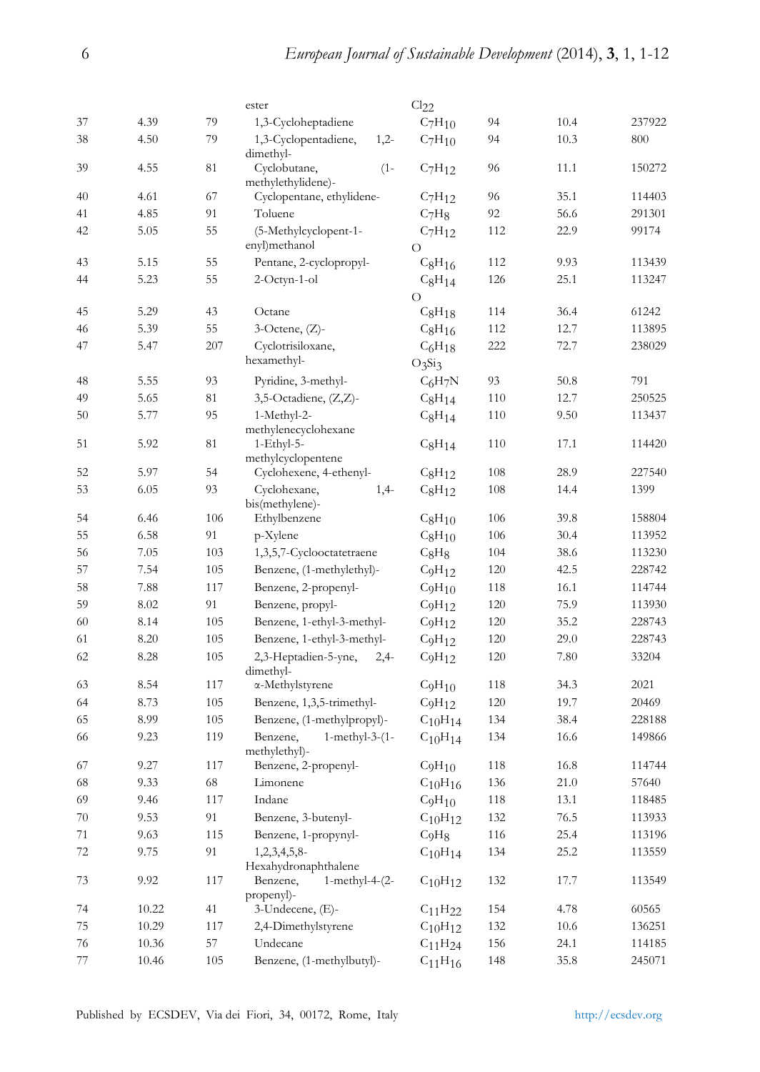| | | | ester | $Cl_{22}$ | | | |
|---|---|---|---|---|---|---|---|
| 37 | 4.39 | 79 | 1,3-Cycloheptadiene | $C_7H_{10}$ | 94 | 10.4 | 237922 |
| 38 | 4.50 | 79 | 1,3-Cyclopentadiene, 1,2-dimethyl- | $C_7H_{10}$ | 94 | 10.3 | 800 |
| 39 | 4.55 | 81 | Cyclobutane, (1-methylethylidene)- | $C_7H_{12}$ | 96 | 11.1 | 150272 |
| 40 | 4.61 | 67 | Cyclopentane, ethylidene- | $C_7H_{12}$ | 96 | 35.1 | 114403 |
| 41 | 4.85 | 91 | Toluene | $C_7H_8$ | 92 | 56.6 | 291301 |
| 42 | 5.05 | 55 | (5-Methylcyclopent-1-enyl)methanol | $C_7H_{12}O$ | 112 | 22.9 | 99174 |
| 43 | 5.15 | 55 | Pentane, 2-cyclopropyl- | $C_8H_{16}$ | 112 | 9.93 | 113439 |
| 44 | 5.23 | 55 | 2-Octyn-1-ol | $C_8H_{14}O$ | 126 | 25.1 | 113247 |
| 45 | 5.29 | 43 | Octane | $C_8H_{18}$ | 114 | 36.4 | 61242 |
| 46 | 5.39 | 55 | 3-Octene, (Z)- | $C_8H_{16}$ | 112 | 12.7 | 113895 |
| 47 | 5.47 | 207 | Cyclotrisiloxane, hexamethyl- | $C_6H_{18}O_3Si_3$ | 222 | 72.7 | 238029 |
| 48 | 5.55 | 93 | Pyridine, 3-methyl- | $C_6H_7N$ | 93 | 50.8 | 791 |
| 49 | 5.65 | 81 | 3,5-Octadiene, (Z,Z)- | $C_8H_{14}$ | 110 | 12.7 | 250525 |
| 50 | 5.77 | 95 | 1-Methyl-2-methylenecyclohexane | $C_8H_{14}$ | 110 | 9.50 | 113437 |
| 51 | 5.92 | 81 | 1-Ethyl-5-methylcyclopentene | $C_8H_{14}$ | 110 | 17.1 | 114420 |
| 52 | 5.97 | 54 | Cyclohexene, 4-ethenyl- | $C_8H_{12}$ | 108 | 28.9 | 227540 |
| 53 | 6.05 | 93 | Cyclohexane, 1,4-bis(methylene)- | $C_8H_{12}$ | 108 | 14.4 | 1399 |
| 54 | 6.46 | 106 | Ethylbenzene | $C_8H_{10}$ | 106 | 39.8 | 158804 |
| 55 | 6.58 | 91 | p-Xylene | $C_8H_{10}$ | 106 | 30.4 | 113952 |
| 56 | 7.05 | 103 | 1,3,5,7-Cyclooctatetraene | $C_8H_8$ | 104 | 38.6 | 113230 |
| 57 | 7.54 | 105 | Benzene, (1-methylethyl)- | $C_9H_{12}$ | 120 | 42.5 | 228742 |
| 58 | 7.88 | 117 | Benzene, 2-propenyl- | $C_9H_{10}$ | 118 | 16.1 | 114744 |
| 59 | 8.02 | 91 | Benzene, propyl- | $C_9H_{12}$ | 120 | 75.9 | 113930 |
| 60 | 8.14 | 105 | Benzene, 1-ethyl-3-methyl- | $C_9H_{12}$ | 120 | 35.2 | 228743 |
| 61 | 8.20 | 105 | Benzene, 1-ethyl-3-methyl- | $C_9H_{12}$ | 120 | 29.0 | 228743 |
| 62 | 8.28 | 105 | 2,3-Heptadien-5-yne, 2,4-dimethyl- | $C_9H_{12}$ | 120 | 7.80 | 33204 |
| 63 | 8.54 | 117 | α-Methylstyrene | $C_9H_{10}$ | 118 | 34.3 | 2021 |
| 64 | 8.73 | 105 | Benzene, 1,3,5-trimethyl- | $C_9H_{12}$ | 120 | 19.7 | 20469 |
| 65 | 8.99 | 105 | Benzene, (1-methylpropyl)- | $C_{10}H_{14}$ | 134 | 38.4 | 228188 |
| 66 | 9.23 | 119 | Benzene, 1-methyl-3-(1-methylethyl)- | $C_{10}H_{14}$ | 134 | 16.6 | 149866 |
| 67 | 9.27 | 117 | Benzene, 2-propenyl- | $C_9H_{10}$ | 118 | 16.8 | 114744 |
| 68 | 9.33 | 68 | Limonene | $C_{10}H_{16}$ | 136 | 21.0 | 57640 |
| 69 | 9.46 | 117 | Indane | $C_9H_{10}$ | 118 | 13.1 | 118485 |
| 70 | 9.53 | 91 | Benzene, 3-butenyl- | $C_{10}H_{12}$ | 132 | 76.5 | 113933 |
| 71 | 9.63 | 115 | Benzene, 1-propynyl- | $C_9H_8$ | 116 | 25.4 | 113196 |
| 72 | 9.75 | 91 | 1,2,3,4,5,8-Hexahydronaphthalene | $C_{10}H_{14}$ | 134 | 25.2 | 113559 |
| 73 | 9.92 | 117 | Benzene, 1-methyl-4-(2-propenyl)- | $C_{10}H_{12}$ | 132 | 17.7 | 113549 |
| 74 | 10.22 | 41 | 3-Undecene, (E)- | $C_{11}H_{22}$ | 154 | 4.78 | 60565 |
| 75 | 10.29 | 117 | 2,4-Dimethylstyrene | $C_{10}H_{12}$ | 132 | 10.6 | 136251 |
| 76 | 10.36 | 57 | Undecane | $C_{11}H_{24}$ | 156 | 24.1 | 114185 |
| 77 | 10.46 | 105 | Benzene, (1-methylbutyl)- | $C_{11}H_{16}$ | 148 | 35.8 | 245071 |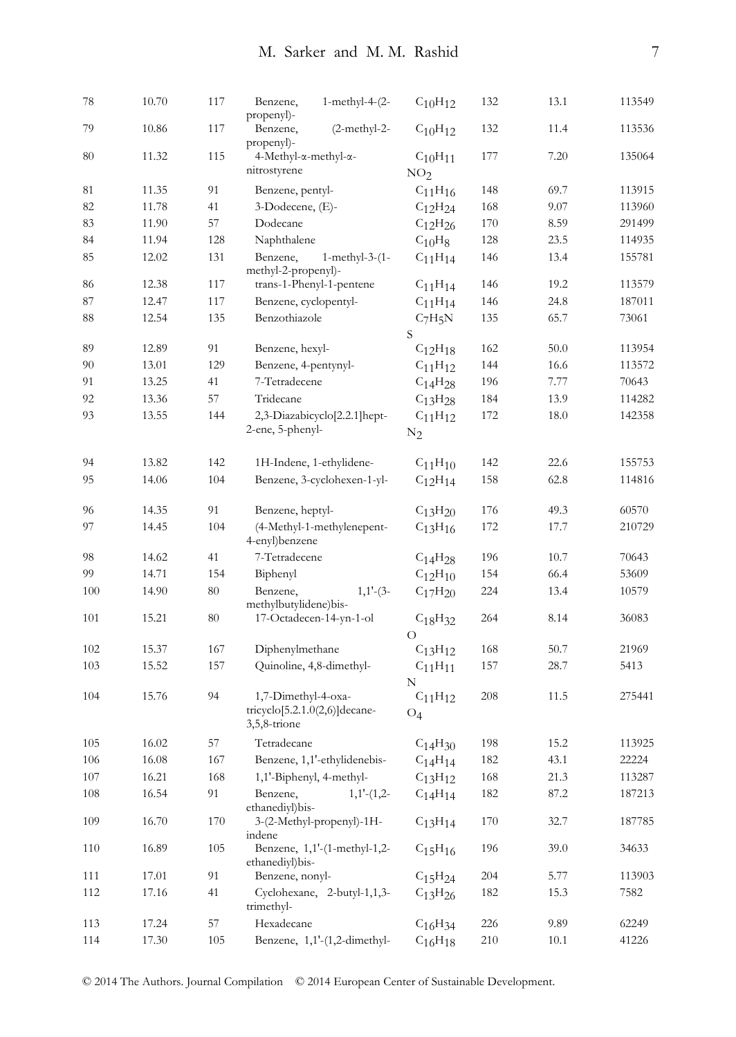| 78 | 10.70 | 117 | Benzene, 1-methyl-4-(2-propenyl)- | $C_{10}H_{12}$ | 132 | 13.1 | 113549 |
|---|---|---|---|---|---|---|---|
| 79 | 10.86 | 117 | Benzene, (2-methyl-2-propenyl)- | $C_{10}H_{12}$ | 132 | 11.4 | 113536 |
| 80 | 11.32 | 115 | 4-Methyl-α-methyl-α-nitrostyrene | $C_{10}H_{11}NO_2$ | 177 | 7.20 | 135064 |
| 81 | 11.35 | 91 | Benzene, pentyl- | $C_{11}H_{16}$ | 148 | 69.7 | 113915 |
| 82 | 11.78 | 41 | 3-Dodecene, (E)- | $C_{12}H_{24}$ | 168 | 9.07 | 113960 |
| 83 | 11.90 | 57 | Dodecane | $C_{12}H_{26}$ | 170 | 8.59 | 291499 |
| 84 | 11.94 | 128 | Naphthalene | $C_{10}H_8$ | 128 | 23.5 | 114935 |
| 85 | 12.02 | 131 | Benzene, 1-methyl-3-(1-methyl-2-propenyl)- | $C_{11}H_{14}$ | 146 | 13.4 | 155781 |
| 86 | 12.38 | 117 | trans-1-Phenyl-1-pentene | $C_{11}H_{14}$ | 146 | 19.2 | 113579 |
| 87 | 12.47 | 117 | Benzene, cyclopentyl- | $C_{11}H_{14}$ | 146 | 24.8 | 187011 |
| 88 | 12.54 | 135 | Benzothiazole | $C_7H_5NS$ | 135 | 65.7 | 73061 |
| 89 | 12.89 | 91 | Benzene, hexyl- | $C_{12}H_{18}$ | 162 | 50.0 | 113954 |
| 90 | 13.01 | 129 | Benzene, 4-pentynyl- | $C_{11}H_{12}$ | 144 | 16.6 | 113572 |
| 91 | 13.25 | 41 | 7-Tetradecene | $C_{14}H_{28}$ | 196 | 7.77 | 70643 |
| 92 | 13.36 | 57 | Tridecane | $C_{13}H_{28}$ | 184 | 13.9 | 114282 |
| 93 | 13.55 | 144 | 2,3-Diazabicyclo[2.2.1]hept-2-ene, 5-phenyl- | $C_{11}H_{12}N_2$ | 172 | 18.0 | 142358 |
| 94 | 13.82 | 142 | 1H-Indene, 1-ethylidene- | $C_{11}H_{10}$ | 142 | 22.6 | 155753 |
| 95 | 14.06 | 104 | Benzene, 3-cyclohexen-1-yl- | $C_{12}H_{14}$ | 158 | 62.8 | 114816 |
| 96 | 14.35 | 91 | Benzene, heptyl- | $C_{13}H_{20}$ | 176 | 49.3 | 60570 |
| 97 | 14.45 | 104 | (4-Methyl-1-methylenepent-4-enyl)benzene | $C_{13}H_{16}$ | 172 | 17.7 | 210729 |
| 98 | 14.62 | 41 | 7-Tetradecene | $C_{14}H_{28}$ | 196 | 10.7 | 70643 |
| 99 | 14.71 | 154 | Biphenyl | $C_{12}H_{10}$ | 154 | 66.4 | 53609 |
| 100 | 14.90 | 80 | Benzene, 1,1'-(3-methylbutylidene)bis- | $C_{17}H_{20}$ | 224 | 13.4 | 10579 |
| 101 | 15.21 | 80 | 17-Octadecen-14-yn-1-ol | $C_{18}H_{32}O$ | 264 | 8.14 | 36083 |
| 102 | 15.37 | 167 | Diphenylmethane | $C_{13}H_{12}$ | 168 | 50.7 | 21969 |
| 103 | 15.52 | 157 | Quinoline, 4,8-dimethyl- | $C_{11}H_{11}N$ | 157 | 28.7 | 5413 |
| 104 | 15.76 | 94 | 1,7-Dimethyl-4-oxa-tricyclo[5.2.1.0(2,6)]decane-3,5,8-trione | $C_{11}H_{12}O_4$ | 208 | 11.5 | 275441 |
| 105 | 16.02 | 57 | Tetradecane | $C_{14}H_{30}$ | 198 | 15.2 | 113925 |
| 106 | 16.08 | 167 | Benzene, 1,1'-ethylidenebis- | $C_{14}H_{14}$ | 182 | 43.1 | 22224 |
| 107 | 16.21 | 168 | 1,1'-Biphenyl, 4-methyl- | $C_{13}H_{12}$ | 168 | 21.3 | 113287 |
| 108 | 16.54 | 91 | Benzene, 1,1'-(1,2-ethanediyl)bis- | $C_{14}H_{14}$ | 182 | 87.2 | 187213 |
| 109 | 16.70 | 170 | 3-(2-Methyl-propenyl)-1H-indene | $C_{13}H_{14}$ | 170 | 32.7 | 187785 |
| 110 | 16.89 | 105 | Benzene, 1,1'-(1-methyl-1,2-ethanediyl)bis- | $C_{15}H_{16}$ | 196 | 39.0 | 34633 |
| 111 | 17.01 | 91 | Benzene, nonyl- | $C_{15}H_{24}$ | 204 | 5.77 | 113903 |
| 112 | 17.16 | 41 | Cyclohexane, 2-butyl-1,1,3-trimethyl- | $C_{13}H_{26}$ | 182 | 15.3 | 7582 |
| 113 | 17.24 | 57 | Hexadecane | $C_{16}H_{34}$ | 226 | 9.89 | 62249 |
| 114 | 17.30 | 105 | Benzene, 1,1'-(1,2-dimethyl- | $C_{16}H_{18}$ | 210 | 10.1 | 41226 |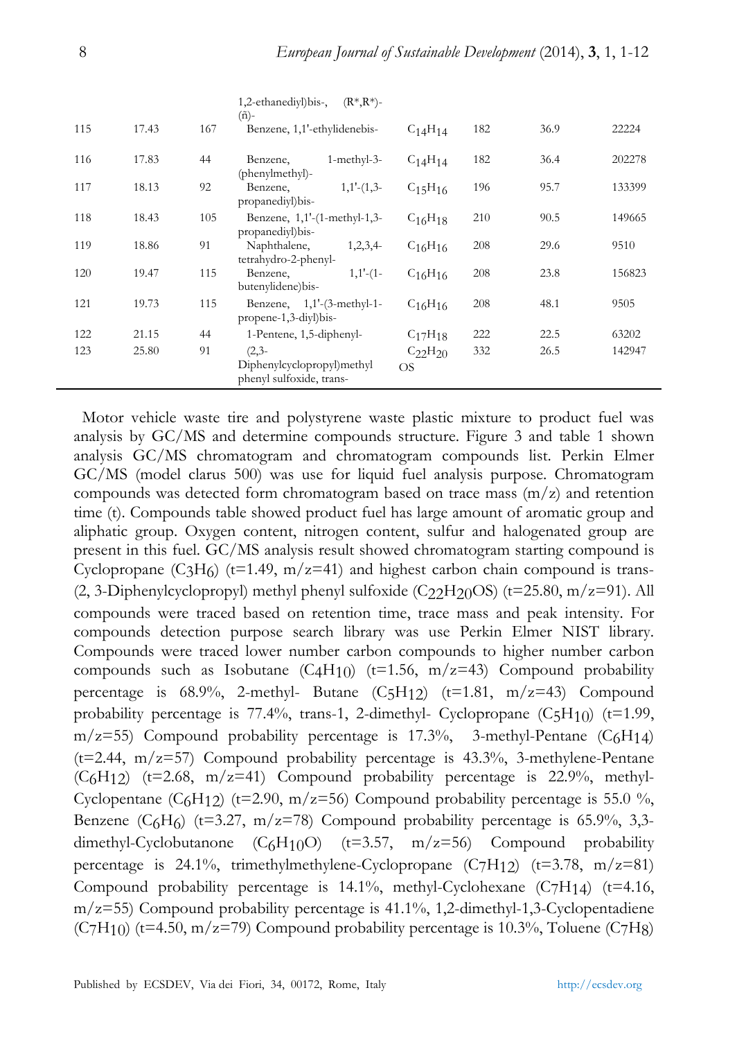| | | | 1,2-ethanediyl)bis-, (R*,R*)-(ñ)- | | | | |
|---|---|---|---|---|---|---|---|
| 115 | 17.43 | 167 | Benzene, 1,1'-ethylidenebis- | $C_{14}H_{14}$ | 182 | 36.9 | 22224 |
| 116 | 17.83 | 44 | Benzene, 1-methyl-3-(phenylmethyl)- | $C_{14}H_{14}$ | 182 | 36.4 | 202278 |
| 117 | 18.13 | 92 | Benzene, 1,1'-(1,3-propanediyl)bis- | $C_{15}H_{16}$ | 196 | 95.7 | 133399 |
| 118 | 18.43 | 105 | Benzene, 1,1'-(1-methyl-1,3-propanediyl)bis- | $C_{16}H_{18}$ | 210 | 90.5 | 149665 |
| 119 | 18.86 | 91 | Naphthalene, 1,2,3,4-tetrahydro-2-phenyl- | $C_{16}H_{16}$ | 208 | 29.6 | 9510 |
| 120 | 19.47 | 115 | Benzene, 1,1'-(1-butenylidene)bis- | $C_{16}H_{16}$ | 208 | 23.8 | 156823 |
| 121 | 19.73 | 115 | Benzene, 1,1'-(3-methyl-1-propene-1,3-diyl)bis- | $C_{16}H_{16}$ | 208 | 48.1 | 9505 |
| 122 | 21.15 | 44 | 1-Pentene, 1,5-diphenyl- | $C_{17}H_{18}$ | 222 | 22.5 | 63202 |
| 123 | 25.80 | 91 | (2,3-Diphenylcyclopropyl)methyl phenyl sulfoxide, trans- | $C_{22}H_{20}OS$ | 332 | 26.5 | 142947 |

Motor vehicle waste tire and polystyrene waste plastic mixture to product fuel was analysis by GC/MS and determine compounds structure. Figure 3 and table 1 shown analysis GC/MS chromatogram and chromatogram compounds list. Perkin Elmer GC/MS (model clarus 500) was use for liquid fuel analysis purpose. Chromatogram compounds was detected form chromatogram based on trace mass (m/z) and retention time (t). Compounds table showed product fuel has large amount of aromatic group and aliphatic group. Oxygen content, nitrogen content, sulfur and halogenated group are present in this fuel. GC/MS analysis result showed chromatogram starting compound is Cyclopropane ($C_3H_6$) (t=1.49, m/z=41) and highest carbon chain compound is trans-(2, 3-Diphenylcyclopropyl) methyl phenyl sulfoxide ($C_{22}H_{20}OS$) (t=25.80, m/z=91). All compounds were traced based on retention time, trace mass and peak intensity. For compounds detection purpose search library was use Perkin Elmer NIST library. Compounds were traced lower number carbon compounds to higher number carbon compounds such as Isobutane ($C_4H_{10}$) (t=1.56, m/z=43) Compound probability percentage is 68.9%, 2-methyl- Butane ($C_5H_{12}$) (t=1.81, m/z=43) Compound probability percentage is 77.4%, trans-1, 2-dimethyl- Cyclopropane ($C_5H_{10}$) (t=1.99, m/z=55) Compound probability percentage is 17.3%, 3-methyl-Pentane ($C_6H_{14}$) (t=2.44, m/z=57) Compound probability percentage is 43.3%, 3-methylene-Pentane ($C_6H_{12}$) (t=2.68, m/z=41) Compound probability percentage is 22.9%, methyl-Cyclopentane ($C_6H_{12}$) (t=2.90, m/z=56) Compound probability percentage is 55.0 %, Benzene ($C_6H_6$) (t=3.27, m/z=78) Compound probability percentage is 65.9%, 3,3-dimethyl-Cyclobutanone ($C_6H_{10}O$) (t=3.57, m/z=56) Compound probability percentage is 24.1%, trimethylmethylene-Cyclopropane ($C_7H_{12}$) (t=3.78, m/z=81) Compound probability percentage is 14.1%, methyl-Cyclohexane ($C_7H_{14}$) (t=4.16, m/z=55) Compound probability percentage is 41.1%, 1,2-dimethyl-1,3-Cyclopentadiene ($C_7H_{10}$) (t=4.50, m/z=79) Compound probability percentage is 10.3%, Toluene ($C_7H_8$)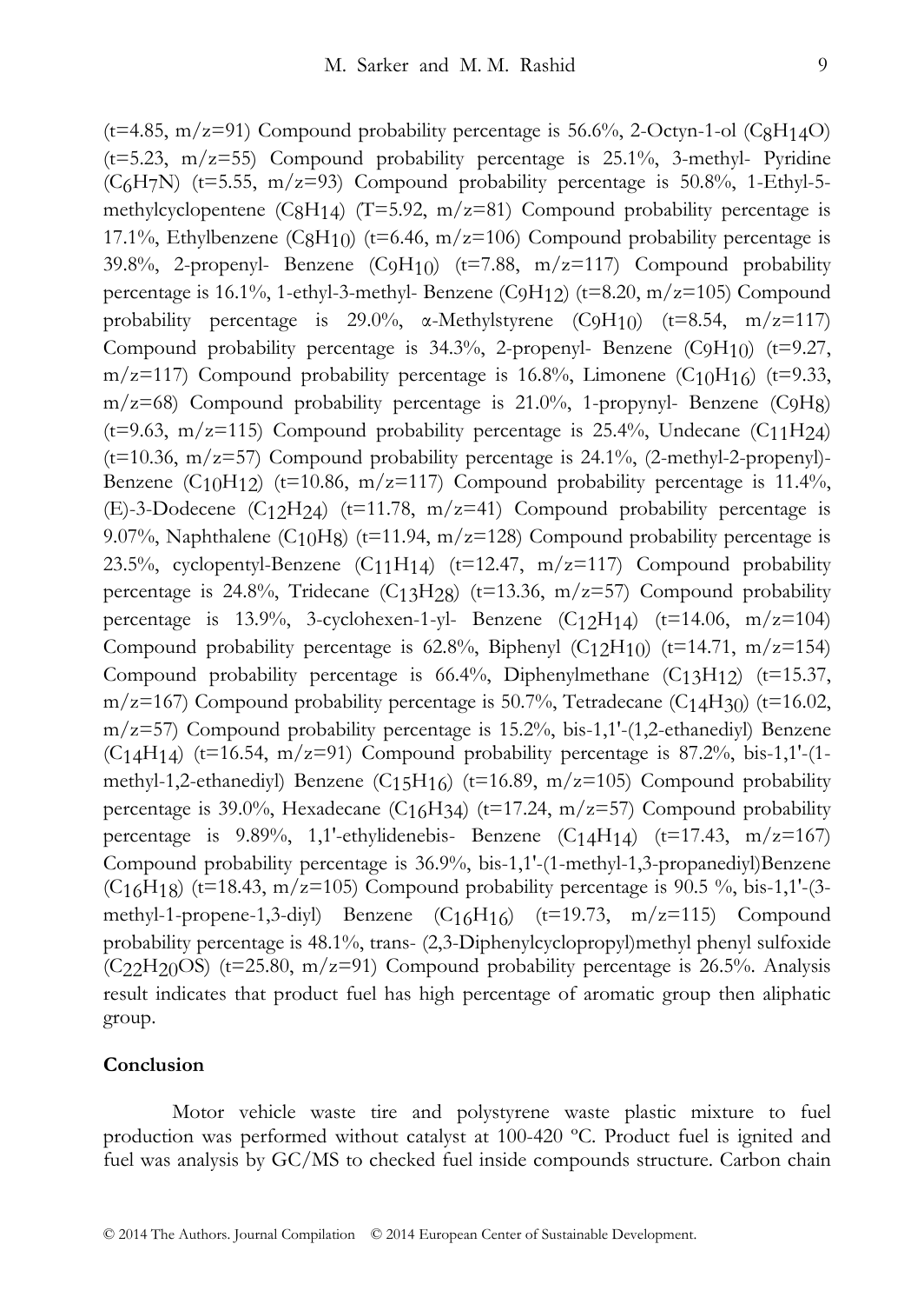(t=4.85, m/z=91) Compound probability percentage is 56.6%, 2-Octyn-1-ol ($C_8H_{14}O$) (t=5.23, m/z=55) Compound probability percentage is 25.1%, 3-methyl- Pyridine ($C_6H_7N$) (t=5.55, m/z=93) Compound probability percentage is 50.8%, 1-Ethyl-5-methylcyclopentene ($C_8H_{14}$) (T=5.92, m/z=81) Compound probability percentage is 17.1%, Ethylbenzene ($C_8H_{10}$) (t=6.46, m/z=106) Compound probability percentage is 39.8%, 2-propenyl- Benzene ($C_9H_{10}$) (t=7.88, m/z=117) Compound probability percentage is 16.1%, 1-ethyl-3-methyl- Benzene ($C_9H_{12}$) (t=8.20, m/z=105) Compound probability percentage is 29.0%, α-Methylstyrene ($C_9H_{10}$) (t=8.54, m/z=117) Compound probability percentage is 34.3%, 2-propenyl- Benzene ($C_9H_{10}$) (t=9.27, m/z=117) Compound probability percentage is 16.8%, Limonene ($C_{10}H_{16}$) (t=9.33, m/z=68) Compound probability percentage is 21.0%, 1-propynyl- Benzene ($C_9H_8$) (t=9.63, m/z=115) Compound probability percentage is 25.4%, Undecane ($C_{11}H_{24}$) (t=10.36, m/z=57) Compound probability percentage is 24.1%, (2-methyl-2-propenyl)-Benzene ($C_{10}H_{12}$) (t=10.86, m/z=117) Compound probability percentage is 11.4%, (E)-3-Dodecene ($C_{12}H_{24}$) (t=11.78, m/z=41) Compound probability percentage is 9.07%, Naphthalene ($C_{10}H_8$) (t=11.94, m/z=128) Compound probability percentage is 23.5%, cyclopentyl-Benzene ($C_{11}H_{14}$) (t=12.47, m/z=117) Compound probability percentage is 24.8%, Tridecane ($C_{13}H_{28}$) (t=13.36, m/z=57) Compound probability percentage is 13.9%, 3-cyclohexen-1-yl- Benzene ($C_{12}H_{14}$) (t=14.06, m/z=104) Compound probability percentage is 62.8%, Biphenyl ($C_{12}H_{10}$) (t=14.71, m/z=154) Compound probability percentage is 66.4%, Diphenylmethane ($C_{13}H_{12}$) (t=15.37, m/z=167) Compound probability percentage is 50.7%, Tetradecane ($C_{14}H_{30}$) (t=16.02, m/z=57) Compound probability percentage is 15.2%, bis-1,1'-(1,2-ethanediyl) Benzene ($C_{14}H_{14}$) (t=16.54, m/z=91) Compound probability percentage is 87.2%, bis-1,1'-(1-methyl-1,2-ethanediyl) Benzene ($C_{15}H_{16}$) (t=16.89, m/z=105) Compound probability percentage is 39.0%, Hexadecane ($C_{16}H_{34}$) (t=17.24, m/z=57) Compound probability percentage is 9.89%, 1,1'-ethylidenebis- Benzene ($C_{14}H_{14}$) (t=17.43, m/z=167) Compound probability percentage is 36.9%, bis-1,1'-(1-methyl-1,3-propanediyl)Benzene ($C_{16}H_{18}$) (t=18.43, m/z=105) Compound probability percentage is 90.5 %, bis-1,1'-(3-methyl-1-propene-1,3-diyl) Benzene ($C_{16}H_{16}$) (t=19.73, m/z=115) Compound probability percentage is 48.1%, trans- (2,3-Diphenylcyclopropyl)methyl phenyl sulfoxide ($C_{22}H_{20}OS$) (t=25.80, m/z=91) Compound probability percentage is 26.5%. Analysis result indicates that product fuel has high percentage of aromatic group then aliphatic group.

## Conclusion

Motor vehicle waste tire and polystyrene waste plastic mixture to fuel production was performed without catalyst at 100-420 ºC. Product fuel is ignited and fuel was analysis by GC/MS to checked fuel inside compounds structure. Carbon chain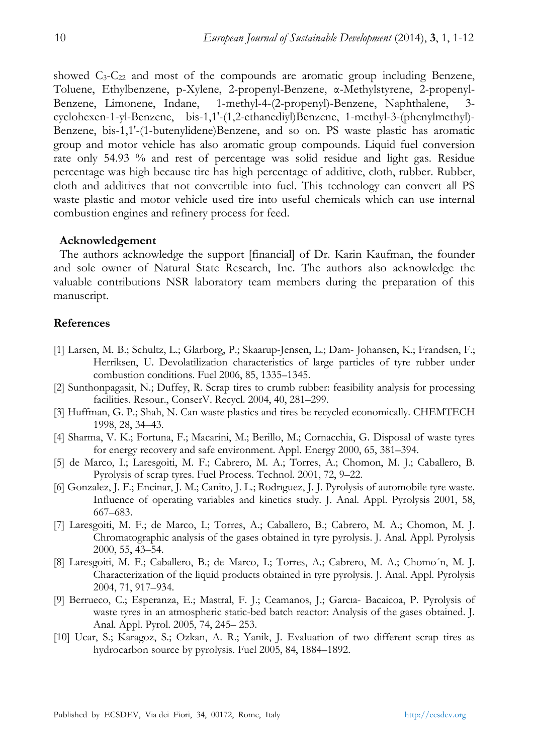showed $C_3$-$C_{22}$ and most of the compounds are aromatic group including Benzene, Toluene, Ethylbenzene, p-Xylene, 2-propenyl-Benzene, α-Methylstyrene, 2-propenyl-Benzene, Limonene, Indane, 1-methyl-4-(2-propenyl)-Benzene, Naphthalene, 3-cyclohexen-1-yl-Benzene, bis-1,1'-(1,2-ethanediyl)Benzene, 1-methyl-3-(phenylmethyl)-Benzene, bis-1,1'-(1-butenylidene)Benzene, and so on. PS waste plastic has aromatic group and motor vehicle has also aromatic group compounds. Liquid fuel conversion rate only 54.93 % and rest of percentage was solid residue and light gas. Residue percentage was high because tire has high percentage of additive, cloth, rubber. Rubber, cloth and additives that not convertible into fuel. This technology can convert all PS waste plastic and motor vehicle used tire into useful chemicals which can use internal combustion engines and refinery process for feed.

## Acknowledgement

The authors acknowledge the support [financial] of Dr. Karin Kaufman, the founder and sole owner of Natural State Research, Inc. The authors also acknowledge the valuable contributions NSR laboratory team members during the preparation of this manuscript.

## References

[1] Larsen, M. B.; Schultz, L.; Glarborg, P.; Skaarup-Jensen, L.; Dam- Johansen, K.; Frandsen, F.; Herriksen, U. Devolatilization characteristics of large particles of tyre rubber under combustion conditions. Fuel 2006, 85, 1335–1345.

[2] Sunthonpagasit, N.; Duffey, R. Scrap tires to crumb rubber: feasibility analysis for processing facilities. Resour., ConserV. Recycl. 2004, 40, 281–299.

[3] Huffman, G. P.; Shah, N. Can waste plastics and tires be recycled economically. CHEMTECH 1998, 28, 34–43.

[4] Sharma, V. K.; Fortuna, F.; Macarini, M.; Berillo, M.; Cornacchia, G. Disposal of waste tyres for energy recovery and safe environment. Appl. Energy 2000, 65, 381–394.

[5] de Marco, I.; Laresgoiti, M. F.; Cabrero, M. A.; Torres, A.; Chomon, M. J.; Caballero, B. Pyrolysis of scrap tyres. Fuel Process. Technol. 2001, 72, 9–22.

[6] Gonzalez, J. F.; Encinar, J. M.; Canito, J. L.; Rodrıguez, J. J. Pyrolysis of automobile tyre waste. Influence of operating variables and kinetics study. J. Anal. Appl. Pyrolysis 2001, 58, 667–683.

[7] Laresgoiti, M. F.; de Marco, I.; Torres, A.; Caballero, B.; Cabrero, M. A.; Chomon, M. J. Chromatographic analysis of the gases obtained in tyre pyrolysis. J. Anal. Appl. Pyrolysis 2000, 55, 43–54.

[8] Laresgoiti, M. F.; Caballero, B.; de Marco, I.; Torres, A.; Cabrero, M. A.; Chomo´n, M. J. Characterization of the liquid products obtained in tyre pyrolysis. J. Anal. Appl. Pyrolysis 2004, 71, 917–934.

[9] Berrueco, C.; Esperanza, E.; Mastral, F. J.; Ceamanos, J.; Garcıa- Bacaicoa, P. Pyrolysis of waste tyres in an atmospheric static-bed batch reactor: Analysis of the gases obtained. J. Anal. Appl. Pyrol. 2005, 74, 245– 253.

[10] Ucar, S.; Karagoz, S.; Ozkan, A. R.; Yanik, J. Evaluation of two different scrap tires as hydrocarbon source by pyrolysis. Fuel 2005, 84, 1884–1892.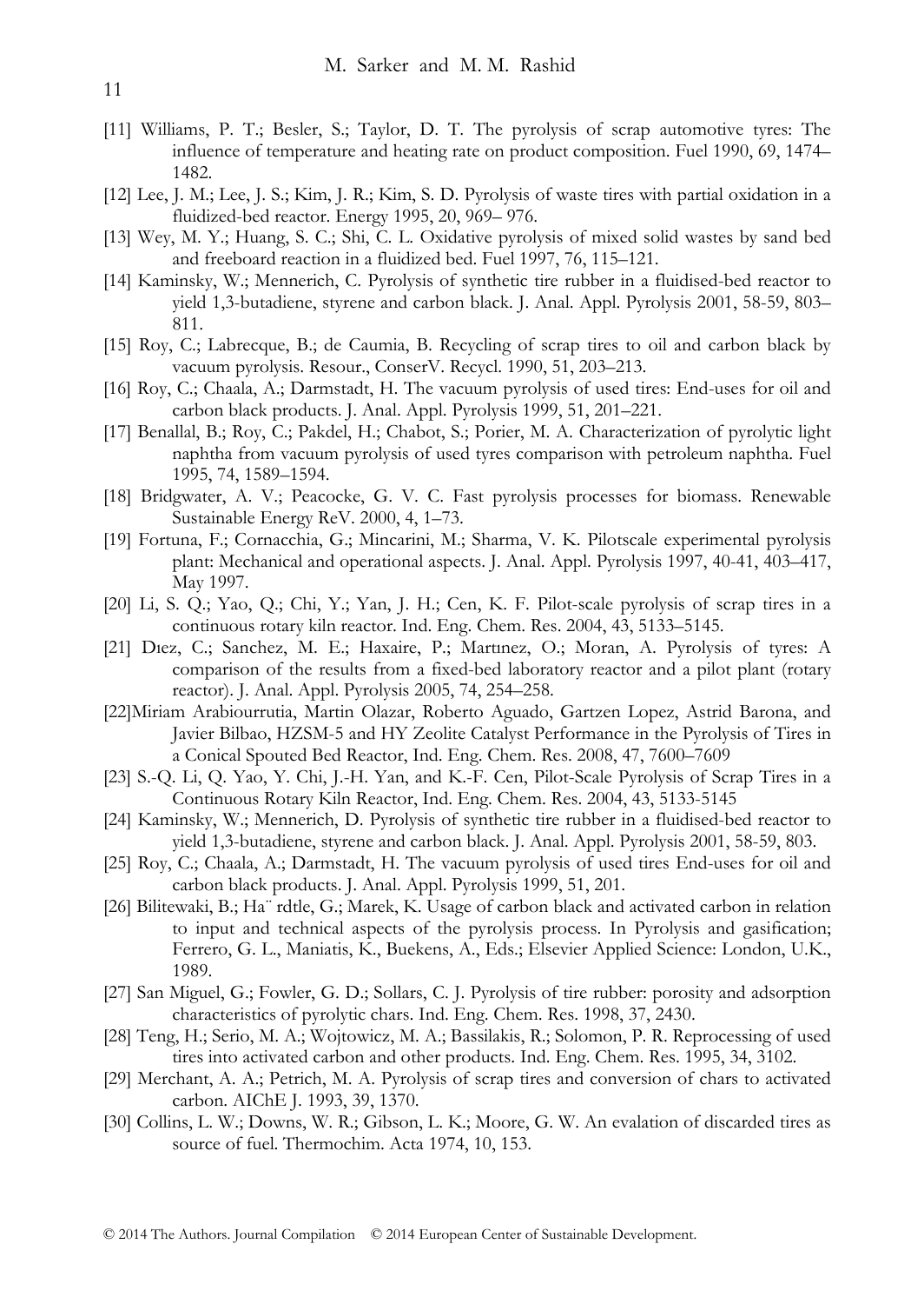[11] Williams, P. T.; Besler, S.; Taylor, D. T. The pyrolysis of scrap automotive tyres: The influence of temperature and heating rate on product composition. Fuel 1990, 69, 1474–1482.

[12] Lee, J. M.; Lee, J. S.; Kim, J. R.; Kim, S. D. Pyrolysis of waste tires with partial oxidation in a fluidized-bed reactor. Energy 1995, 20, 969– 976.

[13] Wey, M. Y.; Huang, S. C.; Shi, C. L. Oxidative pyrolysis of mixed solid wastes by sand bed and freeboard reaction in a fluidized bed. Fuel 1997, 76, 115–121.

[14] Kaminsky, W.; Mennerich, C. Pyrolysis of synthetic tire rubber in a fluidised-bed reactor to yield 1,3-butadiene, styrene and carbon black. J. Anal. Appl. Pyrolysis 2001, 58-59, 803–811.

[15] Roy, C.; Labrecque, B.; de Caumia, B. Recycling of scrap tires to oil and carbon black by vacuum pyrolysis. Resour., ConserV. Recycl. 1990, 51, 203–213.

[16] Roy, C.; Chaala, A.; Darmstadt, H. The vacuum pyrolysis of used tires: End-uses for oil and carbon black products. J. Anal. Appl. Pyrolysis 1999, 51, 201–221.

[17] Benallal, B.; Roy, C.; Pakdel, H.; Chabot, S.; Porier, M. A. Characterization of pyrolytic light naphtha from vacuum pyrolysis of used tyres comparison with petroleum naphtha. Fuel 1995, 74, 1589–1594.

[18] Bridgwater, A. V.; Peacocke, G. V. C. Fast pyrolysis processes for biomass. Renewable Sustainable Energy ReV. 2000, 4, 1–73.

[19] Fortuna, F.; Cornacchia, G.; Mincarini, M.; Sharma, V. K. Pilotscale experimental pyrolysis plant: Mechanical and operational aspects. J. Anal. Appl. Pyrolysis 1997, 40-41, 403–417, May 1997.

[20] Li, S. Q.; Yao, Q.; Chi, Y.; Yan, J. H.; Cen, K. F. Pilot-scale pyrolysis of scrap tires in a continuous rotary kiln reactor. Ind. Eng. Chem. Res. 2004, 43, 5133–5145.

[21] Dıez, C.; Sanchez, M. E.; Haxaire, P.; Martınez, O.; Moran, A. Pyrolysis of tyres: A comparison of the results from a fixed-bed laboratory reactor and a pilot plant (rotary reactor). J. Anal. Appl. Pyrolysis 2005, 74, 254–258.

[22]Miriam Arabiourrutia, Martin Olazar, Roberto Aguado, Gartzen Lopez, Astrid Barona, and Javier Bilbao, HZSM-5 and HY Zeolite Catalyst Performance in the Pyrolysis of Tires in a Conical Spouted Bed Reactor, Ind. Eng. Chem. Res. 2008, 47, 7600–7609

[23] S.-Q. Li, Q. Yao, Y. Chi, J.-H. Yan, and K.-F. Cen, Pilot-Scale Pyrolysis of Scrap Tires in a Continuous Rotary Kiln Reactor, Ind. Eng. Chem. Res. 2004, 43, 5133-5145

[24] Kaminsky, W.; Mennerich, D. Pyrolysis of synthetic tire rubber in a fluidised-bed reactor to yield 1,3-butadiene, styrene and carbon black. J. Anal. Appl. Pyrolysis 2001, 58-59, 803.

[25] Roy, C.; Chaala, A.; Darmstadt, H. The vacuum pyrolysis of used tires End-uses for oil and carbon black products. J. Anal. Appl. Pyrolysis 1999, 51, 201.

[26] Bilitewaki, B.; Ha¨ rdtle, G.; Marek, K. Usage of carbon black and activated carbon in relation to input and technical aspects of the pyrolysis process. In Pyrolysis and gasification; Ferrero, G. L., Maniatis, K., Buekens, A., Eds.; Elsevier Applied Science: London, U.K., 1989.

[27] San Miguel, G.; Fowler, G. D.; Sollars, C. J. Pyrolysis of tire rubber: porosity and adsorption characteristics of pyrolytic chars. Ind. Eng. Chem. Res. 1998, 37, 2430.

[28] Teng, H.; Serio, M. A.; Wojtowicz, M. A.; Bassilakis, R.; Solomon, P. R. Reprocessing of used tires into activated carbon and other products. Ind. Eng. Chem. Res. 1995, 34, 3102.

[29] Merchant, A. A.; Petrich, M. A. Pyrolysis of scrap tires and conversion of chars to activated carbon. AIChE J. 1993, 39, 1370.

[30] Collins, L. W.; Downs, W. R.; Gibson, L. K.; Moore, G. W. An evalation of discarded tires as source of fuel. Thermochim. Acta 1974, 10, 153.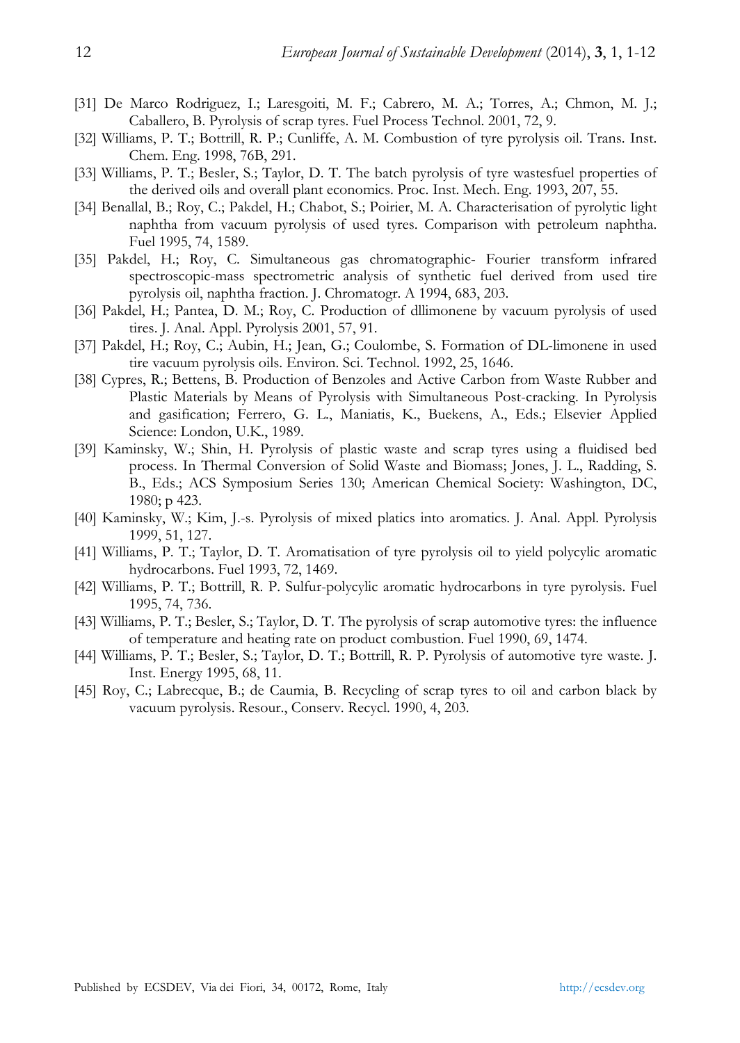[31] De Marco Rodriguez, I.; Laresgoiti, M. F.; Cabrero, M. A.; Torres, A.; Chmon, M. J.; Caballero, B. Pyrolysis of scrap tyres. Fuel Process Technol. 2001, 72, 9.

[32] Williams, P. T.; Bottrill, R. P.; Cunliffe, A. M. Combustion of tyre pyrolysis oil. Trans. Inst. Chem. Eng. 1998, 76B, 291.

[33] Williams, P. T.; Besler, S.; Taylor, D. T. The batch pyrolysis of tyre wastesfuel properties of the derived oils and overall plant economics. Proc. Inst. Mech. Eng. 1993, 207, 55.

[34] Benallal, B.; Roy, C.; Pakdel, H.; Chabot, S.; Poirier, M. A. Characterisation of pyrolytic light naphtha from vacuum pyrolysis of used tyres. Comparison with petroleum naphtha. Fuel 1995, 74, 1589.

[35] Pakdel, H.; Roy, C. Simultaneous gas chromatographic- Fourier transform infrared spectroscopic-mass spectrometric analysis of synthetic fuel derived from used tire pyrolysis oil, naphtha fraction. J. Chromatogr. A 1994, 683, 203.

[36] Pakdel, H.; Pantea, D. M.; Roy, C. Production of dllimonene by vacuum pyrolysis of used tires. J. Anal. Appl. Pyrolysis 2001, 57, 91.

[37] Pakdel, H.; Roy, C.; Aubin, H.; Jean, G.; Coulombe, S. Formation of DL-limonene in used tire vacuum pyrolysis oils. Environ. Sci. Technol. 1992, 25, 1646.

[38] Cypres, R.; Bettens, B. Production of Benzoles and Active Carbon from Waste Rubber and Plastic Materials by Means of Pyrolysis with Simultaneous Post-cracking. In Pyrolysis and gasification; Ferrero, G. L., Maniatis, K., Buekens, A., Eds.; Elsevier Applied Science: London, U.K., 1989.

[39] Kaminsky, W.; Shin, H. Pyrolysis of plastic waste and scrap tyres using a fluidised bed process. In Thermal Conversion of Solid Waste and Biomass; Jones, J. L., Radding, S. B., Eds.; ACS Symposium Series 130; American Chemical Society: Washington, DC, 1980; p 423.

[40] Kaminsky, W.; Kim, J.-s. Pyrolysis of mixed platics into aromatics. J. Anal. Appl. Pyrolysis 1999, 51, 127.

[41] Williams, P. T.; Taylor, D. T. Aromatisation of tyre pyrolysis oil to yield polycylic aromatic hydrocarbons. Fuel 1993, 72, 1469.

[42] Williams, P. T.; Bottrill, R. P. Sulfur-polycyclic aromatic hydrocarbons in tyre pyrolysis. Fuel 1995, 74, 736.

[43] Williams, P. T.; Besler, S.; Taylor, D. T. The pyrolysis of scrap automotive tyres: the influence of temperature and heating rate on product combustion. Fuel 1990, 69, 1474.

[44] Williams, P. T.; Besler, S.; Taylor, D. T.; Bottrill, R. P. Pyrolysis of automotive tyre waste. J. Inst. Energy 1995, 68, 11.

[45] Roy, C.; Labrecque, B.; de Caumia, B. Recycling of scrap tyres to oil and carbon black by vacuum pyrolysis. Resour., Conserv. Recycl. 1990, 4, 203.